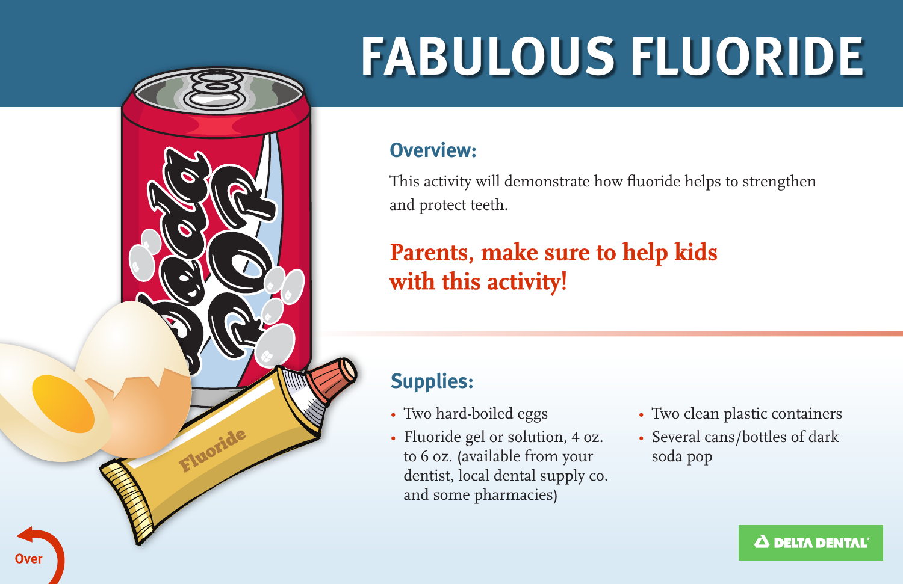# FABULOUS FLUORIDE

## Overview:

This activity will demonstrate how fluoride helps to strengthen and protect teeth.

**Parents, make sure to help kids with this activity!**

## Supplies:

- Two hard-boiled eggs
- Fluoride gel or solution, 4 oz. to 6 oz. (available from your dentist, local dental supply co. and some pharmacies)
- Two clean plastic containers
- Several cans/bottles of dark soda pop

Over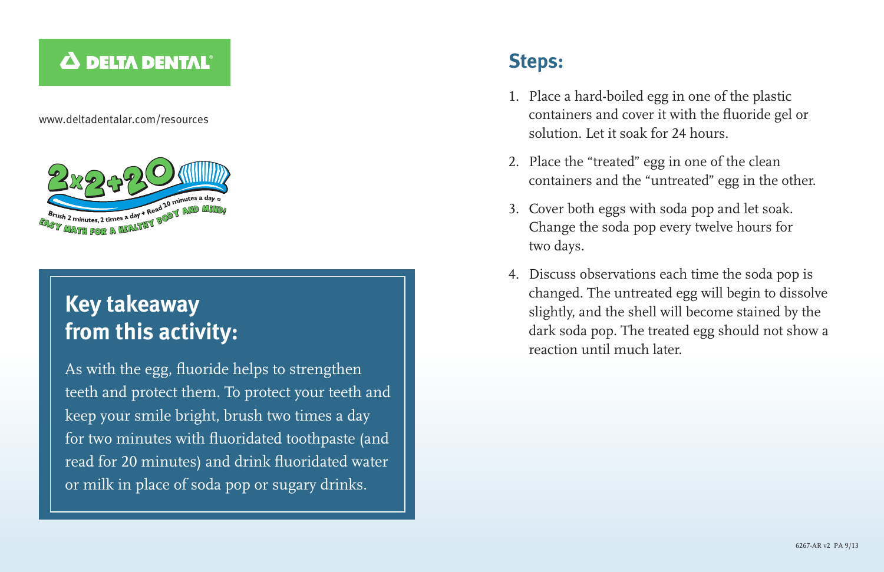DELTA DENTAL®

www.deltadentalar.com/resources

2x2+20

Brush 2 minutes, 2 times a day + Read 20 minutes a day =

EASY MATH FOR A HEALTHY BODY AND MIND!

## Key takeaway from this activity:

As with the egg, fluoride helps to strengthen teeth and protect them. To protect your teeth and keep your smile bright, brush two times a day for two minutes with fluoridated toothpaste (and read for 20 minutes) and drink fluoridated water or milk in place of soda pop or sugary drinks.

## Steps:

1. Place a hard-boiled egg in one of the plastic containers and cover it with the fluoride gel or solution. Let it soak for 24 hours.
2. Place the "treated" egg in one of the clean containers and the "untreated" egg in the other.
3. Cover both eggs with soda pop and let soak. Change the soda pop every twelve hours for two days.
4. Discuss observations each time the soda pop is changed. The untreated egg will begin to dissolve slightly, and the shell will become stained by the dark soda pop. The treated egg should not show a reaction until much later.

6267-AR v2 PA 9/13